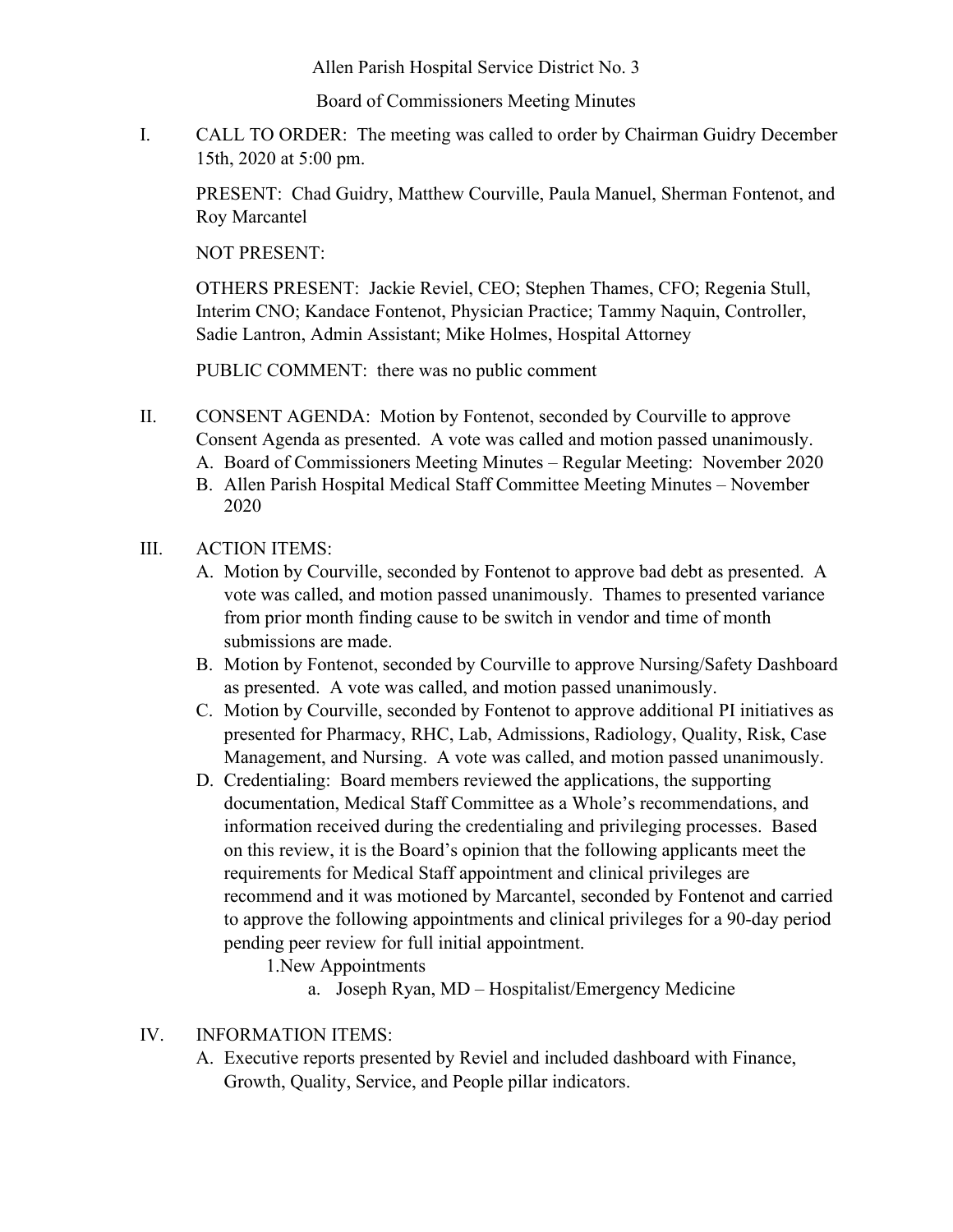Allen Parish Hospital Service District No. 3

Board of Commissioners Meeting Minutes

I. CALL TO ORDER: The meeting was called to order by Chairman Guidry December 15th, 2020 at 5:00 pm.

   PRESENT: Chad Guidry, Matthew Courville, Paula Manuel, Sherman Fontenot, and Roy Marcantel

   NOT PRESENT:

   OTHERS PRESENT: Jackie Reviel, CEO; Stephen Thames, CFO; Regenia Stull, Interim CNO; Kandace Fontenot, Physician Practice; Tammy Naquin, Controller, Sadie Lantron, Admin Assistant; Mike Holmes, Hospital Attorney

   PUBLIC COMMENT: there was no public comment

II. CONSENT AGENDA: Motion by Fontenot, seconded by Courville to approve Consent Agenda as presented. A vote was called and motion passed unanimously.
   A. Board of Commissioners Meeting Minutes – Regular Meeting: November 2020
   B. Allen Parish Hospital Medical Staff Committee Meeting Minutes – November 2020

III. ACTION ITEMS:
   A. Motion by Courville, seconded by Fontenot to approve bad debt as presented. A vote was called, and motion passed unanimously. Thames to presented variance from prior month finding cause to be switch in vendor and time of month submissions are made.
   B. Motion by Fontenot, seconded by Courville to approve Nursing/Safety Dashboard as presented. A vote was called, and motion passed unanimously.
   C. Motion by Courville, seconded by Fontenot to approve additional PI initiatives as presented for Pharmacy, RHC, Lab, Admissions, Radiology, Quality, Risk, Case Management, and Nursing. A vote was called, and motion passed unanimously.
   D. Credentialing: Board members reviewed the applications, the supporting documentation, Medical Staff Committee as a Whole's recommendations, and information received during the credentialing and privileging processes. Based on this review, it is the Board's opinion that the following applicants meet the requirements for Medical Staff appointment and clinical privileges are recommend and it was motioned by Marcantel, seconded by Fontenot and carried to approve the following appointments and clinical privileges for a 90-day period pending peer review for full initial appointment.
      1. New Appointments
         a. Joseph Ryan, MD – Hospitalist/Emergency Medicine

IV. INFORMATION ITEMS:
   A. Executive reports presented by Reviel and included dashboard with Finance, Growth, Quality, Service, and People pillar indicators.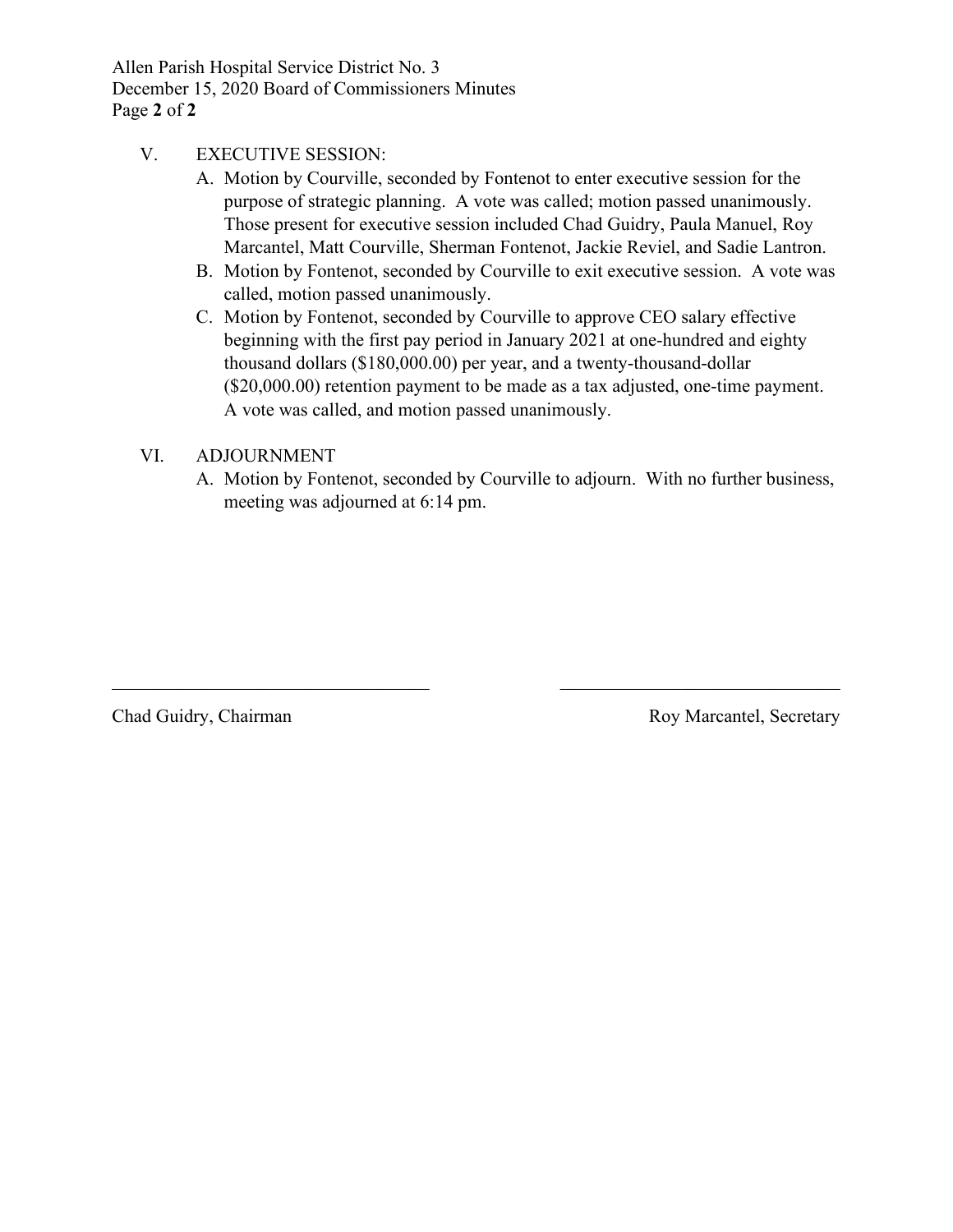V. EXECUTIVE SESSION:

A. Motion by Courville, seconded by Fontenot to enter executive session for the purpose of strategic planning. A vote was called; motion passed unanimously. Those present for executive session included Chad Guidry, Paula Manuel, Roy Marcantel, Matt Courville, Sherman Fontenot, Jackie Reviel, and Sadie Lantron.

B. Motion by Fontenot, seconded by Courville to exit executive session. A vote was called, motion passed unanimously.

C. Motion by Fontenot, seconded by Courville to approve CEO salary effective beginning with the first pay period in January 2021 at one-hundred and eighty thousand dollars ($180,000.00) per year, and a twenty-thousand-dollar ($20,000.00) retention payment to be made as a tax adjusted, one-time payment. A vote was called, and motion passed unanimously.

VI. ADJOURNMENT

A. Motion by Fontenot, seconded by Courville to adjourn. With no further business, meeting was adjourned at 6:14 pm.

\_\_\_\_\_\_\_\_\_\_\_\_\_\_\_\_\_\_\_\_\_\_\_\_\_\_\_\_\_\_\_\_\_\_\_\_

Chad Guidry, Chairman

\_\_\_\_\_\_\_\_\_\_\_\_\_\_\_\_\_\_\_\_\_\_\_\_\_\_\_\_\_\_\_\_\_\_\_\_

Roy Marcantel, Secretary